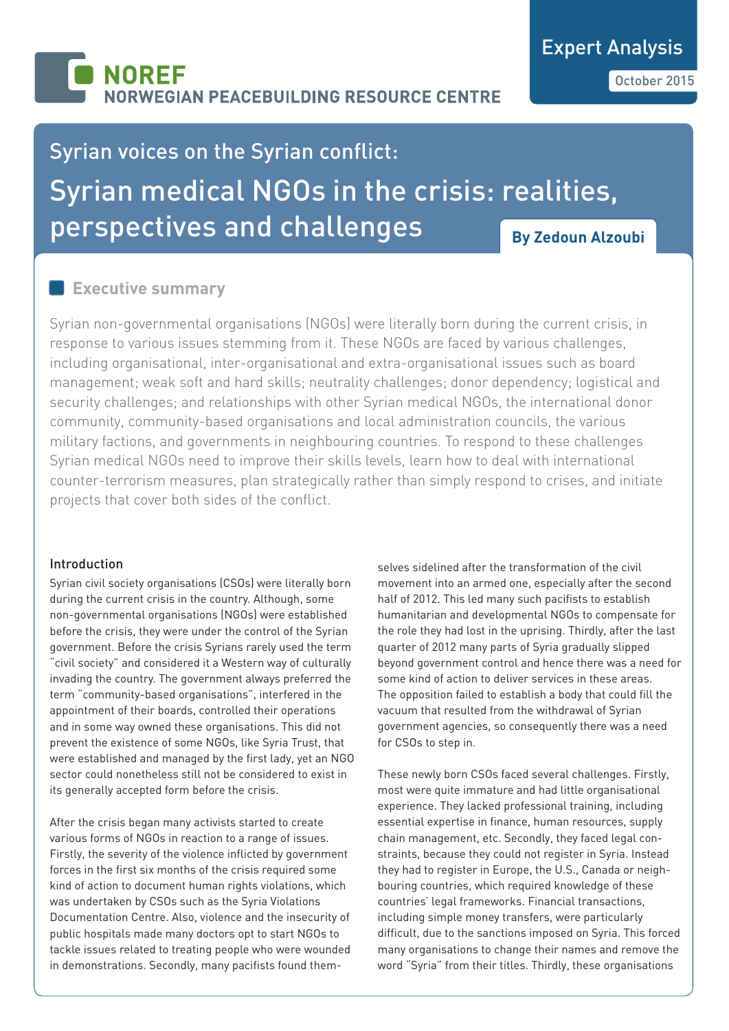NOREF
NORWEGIAN PEACEBUILDING RESOURCE CENTRE

Expert Analysis

October 2015

# Syrian voices on the Syrian conflict: Syrian medical NGOs in the crisis: realities, perspectives and challenges

**By Zedoun Alzoubi**

## Executive summary

Syrian non-governmental organisations (NGOs) were literally born during the current crisis, in response to various issues stemming from it. These NGOs are faced by various challenges, including organisational, inter-organisational and extra-organisational issues such as board management; weak soft and hard skills; neutrality challenges; donor dependency; logistical and security challenges; and relationships with other Syrian medical NGOs, the international donor community, community-based organisations and local administration councils, the various military factions, and governments in neighbouring countries. To respond to these challenges Syrian medical NGOs need to improve their skills levels, learn how to deal with international counter-terrorism measures, plan strategically rather than simply respond to crises, and initiate projects that cover both sides of the conflict.

### Introduction

Syrian civil society organisations (CSOs) were literally born during the current crisis in the country. Although, some non-governmental organisations (NGOs) were established before the crisis, they were under the control of the Syrian government. Before the crisis Syrians rarely used the term "civil society" and considered it a Western way of culturally invading the country. The government always preferred the term "community-based organisations", interfered in the appointment of their boards, controlled their operations and in some way owned these organisations. This did not prevent the existence of some NGOs, like Syria Trust, that were established and managed by the first lady, yet an NGO sector could nonetheless still not be considered to exist in its generally accepted form before the crisis.

After the crisis began many activists started to create various forms of NGOs in reaction to a range of issues. Firstly, the severity of the violence inflicted by government forces in the first six months of the crisis required some kind of action to document human rights violations, which was undertaken by CSOs such as the Syria Violations Documentation Centre. Also, violence and the insecurity of public hospitals made many doctors opt to start NGOs to tackle issues related to treating people who were wounded in demonstrations. Secondly, many pacifists found themselves sidelined after the transformation of the civil movement into an armed one, especially after the second half of 2012. This led many such pacifists to establish humanitarian and developmental NGOs to compensate for the role they had lost in the uprising. Thirdly, after the last quarter of 2012 many parts of Syria gradually slipped beyond government control and hence there was a need for some kind of action to deliver services in these areas. The opposition failed to establish a body that could fill the vacuum that resulted from the withdrawal of Syrian government agencies, so consequently there was a need for CSOs to step in.

These newly born CSOs faced several challenges. Firstly, most were quite immature and had little organisational experience. They lacked professional training, including essential expertise in finance, human resources, supply chain management, etc. Secondly, they faced legal constraints, because they could not register in Syria. Instead they had to register in Europe, the U.S., Canada or neighbouring countries, which required knowledge of these countries' legal frameworks. Financial transactions, including simple money transfers, were particularly difficult, due to the sanctions imposed on Syria. This forced many organisations to change their names and remove the word "Syria" from their titles. Thirdly, these organisations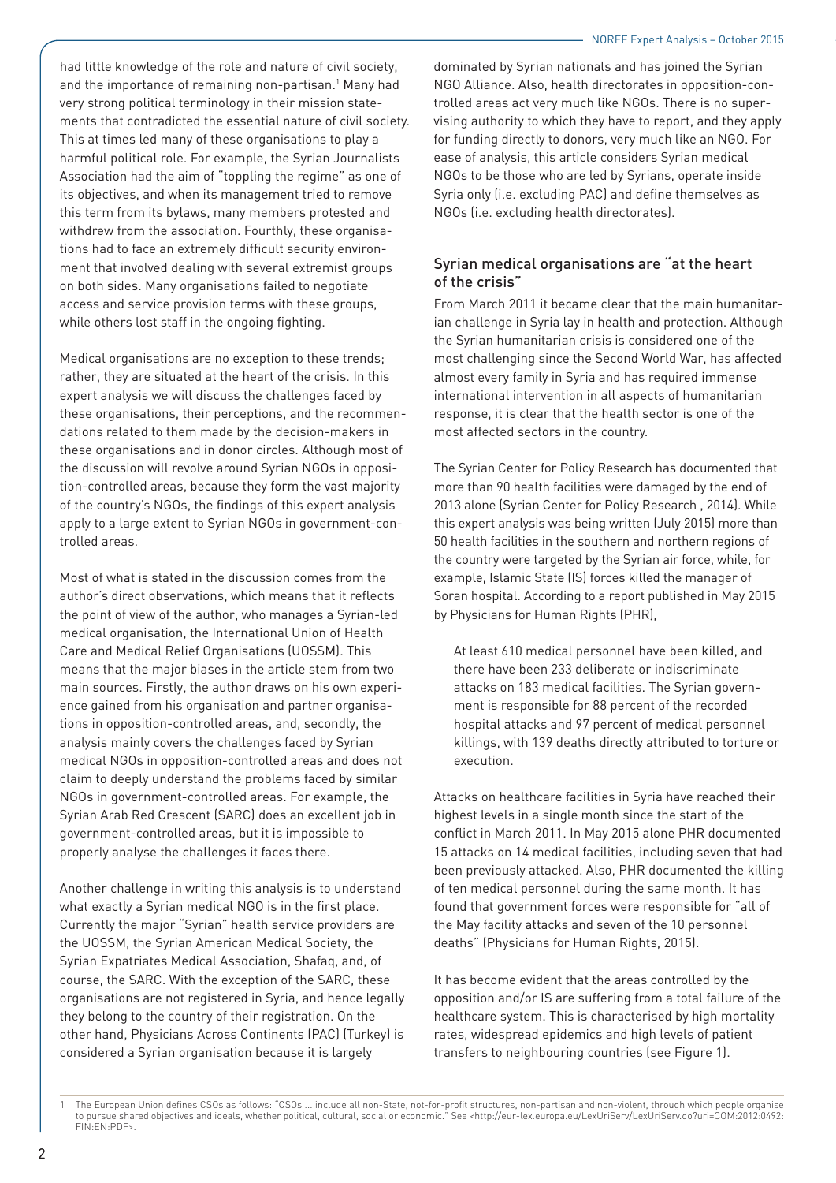had little knowledge of the role and nature of civil society, and the importance of remaining non-partisan.[1] Many had very strong political terminology in their mission statements that contradicted the essential nature of civil society. This at times led many of these organisations to play a harmful political role. For example, the Syrian Journalists Association had the aim of "toppling the regime" as one of its objectives, and when its management tried to remove this term from its bylaws, many members protested and withdrew from the association. Fourthly, these organisations had to face an extremely difficult security environment that involved dealing with several extremist groups on both sides. Many organisations failed to negotiate access and service provision terms with these groups, while others lost staff in the ongoing fighting.

Medical organisations are no exception to these trends; rather, they are situated at the heart of the crisis. In this expert analysis we will discuss the challenges faced by these organisations, their perceptions, and the recommendations related to them made by the decision-makers in these organisations and in donor circles. Although most of the discussion will revolve around Syrian NGOs in opposition-controlled areas, because they form the vast majority of the country's NGOs, the findings of this expert analysis apply to a large extent to Syrian NGOs in government-controlled areas.

Most of what is stated in the discussion comes from the author's direct observations, which means that it reflects the point of view of the author, who manages a Syrian-led medical organisation, the International Union of Health Care and Medical Relief Organisations (UOSSM). This means that the major biases in the article stem from two main sources. Firstly, the author draws on his own experience gained from his organisation and partner organisations in opposition-controlled areas, and, secondly, the analysis mainly covers the challenges faced by Syrian medical NGOs in opposition-controlled areas and does not claim to deeply understand the problems faced by similar NGOs in government-controlled areas. For example, the Syrian Arab Red Crescent (SARC) does an excellent job in government-controlled areas, but it is impossible to properly analyse the challenges it faces there.

Another challenge in writing this analysis is to understand what exactly a Syrian medical NGO is in the first place. Currently the major "Syrian" health service providers are the UOSSM, the Syrian American Medical Society, the Syrian Expatriates Medical Association, Shafaq, and, of course, the SARC. With the exception of the SARC, these organisations are not registered in Syria, and hence legally they belong to the country of their registration. On the other hand, Physicians Across Continents (PAC) (Turkey) is considered a Syrian organisation because it is largely dominated by Syrian nationals and has joined the Syrian NGO Alliance. Also, health directorates in opposition-controlled areas act very much like NGOs. There is no supervising authority to which they have to report, and they apply for funding directly to donors, very much like an NGO. For ease of analysis, this article considers Syrian medical NGOs to be those who are led by Syrians, operate inside Syria only (i.e. excluding PAC) and define themselves as NGOs (i.e. excluding health directorates).

## Syrian medical organisations are "at the heart of the crisis"

From March 2011 it became clear that the main humanitarian challenge in Syria lay in health and protection. Although the Syrian humanitarian crisis is considered one of the most challenging since the Second World War, has affected almost every family in Syria and has required immense international intervention in all aspects of humanitarian response, it is clear that the health sector is one of the most affected sectors in the country.

The Syrian Center for Policy Research has documented that more than 90 health facilities were damaged by the end of 2013 alone (Syrian Center for Policy Research , 2014). While this expert analysis was being written (July 2015) more than 50 health facilities in the southern and northern regions of the country were targeted by the Syrian air force, while, for example, Islamic State (IS) forces killed the manager of Soran hospital. According to a report published in May 2015 by Physicians for Human Rights (PHR),

> At least 610 medical personnel have been killed, and there have been 233 deliberate or indiscriminate attacks on 183 medical facilities. The Syrian government is responsible for 88 percent of the recorded hospital attacks and 97 percent of medical personnel killings, with 139 deaths directly attributed to torture or execution.

Attacks on healthcare facilities in Syria have reached their highest levels in a single month since the start of the conflict in March 2011. In May 2015 alone PHR documented 15 attacks on 14 medical facilities, including seven that had been previously attacked. Also, PHR documented the killing of ten medical personnel during the same month. It has found that government forces were responsible for "all of the May facility attacks and seven of the 10 personnel deaths" (Physicians for Human Rights, 2015).

It has become evident that the areas controlled by the opposition and/or IS are suffering from a total failure of the healthcare system. This is characterised by high mortality rates, widespread epidemics and high levels of patient transfers to neighbouring countries (see Figure 1).

---

[1] The European Union defines CSOs as follows: "CSOs ... include all non-State, not-for-profit structures, non-partisan and non-violent, through which people organise to pursue shared objectives and ideals, whether political, cultural, social or economic." See <http://eur-lex.europa.eu/LexUriServ/LexUriServ.do?uri=COM:2012:0492:FIN:EN:PDF>.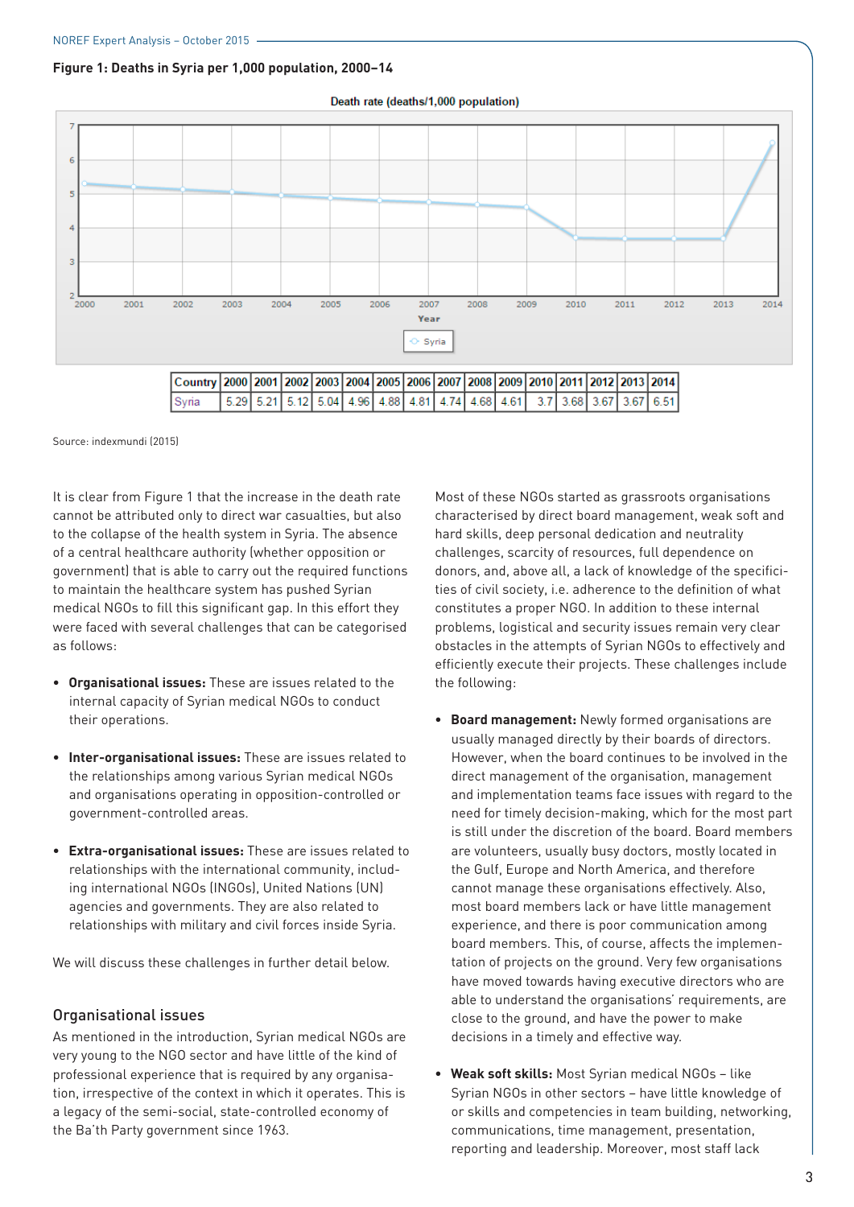**Figure 1: Deaths in Syria per 1,000 population, 2000–14**

| Country | 2000 | 2001 | 2002 | 2003 | 2004 | 2005 | 2006 | 2007 | 2008 | 2009 | 2010 | 2011 | 2012 | 2013 | 2014 |
|---|---|---|---|---|---|---|---|---|---|---|---|---|---|---|---|
| Syria | 5.29 | 5.21 | 5.12 | 5.04 | 4.96 | 4.88 | 4.81 | 4.74 | 4.68 | 4.61 | 3.7 | 3.68 | 3.67 | 3.67 | 6.51 |

Source: indexmundi (2015)

It is clear from Figure 1 that the increase in the death rate cannot be attributed only to direct war casualties, but also to the collapse of the health system in Syria. The absence of a central healthcare authority (whether opposition or government) that is able to carry out the required functions to maintain the healthcare system has pushed Syrian medical NGOs to fill this significant gap. In this effort they were faced with several challenges that can be categorised as follows:

- **Organisational issues:** These are issues related to the internal capacity of Syrian medical NGOs to conduct their operations.
- **Inter-organisational issues:** These are issues related to the relationships among various Syrian medical NGOs and organisations operating in opposition-controlled or government-controlled areas.
- **Extra-organisational issues:** These are issues related to relationships with the international community, including international NGOs (INGOs), United Nations (UN) agencies and governments. They are also related to relationships with military and civil forces inside Syria.

We will discuss these challenges in further detail below.

## Organisational issues

As mentioned in the introduction, Syrian medical NGOs are very young to the NGO sector and have little of the kind of professional experience that is required by any organisation, irrespective of the context in which it operates. This is a legacy of the semi-social, state-controlled economy of the Ba'th Party government since 1963.

Most of these NGOs started as grassroots organisations characterised by direct board management, weak soft and hard skills, deep personal dedication and neutrality challenges, scarcity of resources, full dependence on donors, and, above all, a lack of knowledge of the specificities of civil society, i.e. adherence to the definition of what constitutes a proper NGO. In addition to these internal problems, logistical and security issues remain very clear obstacles in the attempts of Syrian NGOs to effectively and efficiently execute their projects. These challenges include the following:

- **Board management:** Newly formed organisations are usually managed directly by their boards of directors. However, when the board continues to be involved in the direct management of the organisation, management and implementation teams face issues with regard to the need for timely decision-making, which for the most part is still under the discretion of the board. Board members are volunteers, usually busy doctors, mostly located in the Gulf, Europe and North America, and therefore cannot manage these organisations effectively. Also, most board members lack or have little management experience, and there is poor communication among board members. This, of course, affects the implementation of projects on the ground. Very few organisations have moved towards having executive directors who are able to understand the organisations' requirements, are close to the ground, and have the power to make decisions in a timely and effective way.
- **Weak soft skills:** Most Syrian medical NGOs – like Syrian NGOs in other sectors – have little knowledge of or skills and competencies in team building, networking, communications, time management, presentation, reporting and leadership. Moreover, most staff lack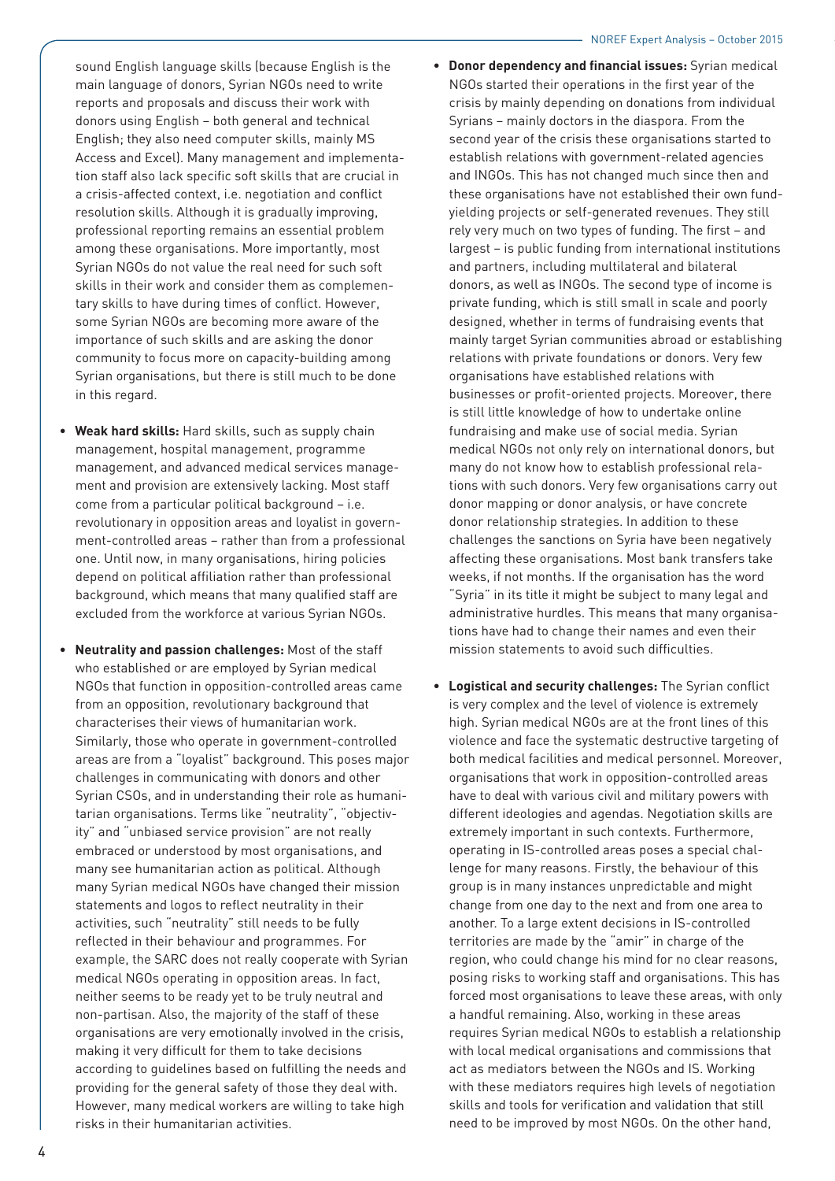sound English language skills (because English is the main language of donors, Syrian NGOs need to write reports and proposals and discuss their work with donors using English – both general and technical English; they also need computer skills, mainly MS Access and Excel). Many management and implementation staff also lack specific soft skills that are crucial in a crisis-affected context, i.e. negotiation and conflict resolution skills. Although it is gradually improving, professional reporting remains an essential problem among these organisations. More importantly, most Syrian NGOs do not value the real need for such soft skills in their work and consider them as complementary skills to have during times of conflict. However, some Syrian NGOs are becoming more aware of the importance of such skills and are asking the donor community to focus more on capacity-building among Syrian organisations, but there is still much to be done in this regard.

- **Weak hard skills:** Hard skills, such as supply chain management, hospital management, programme management, and advanced medical services management and provision are extensively lacking. Most staff come from a particular political background – i.e. revolutionary in opposition areas and loyalist in government-controlled areas – rather than from a professional one. Until now, in many organisations, hiring policies depend on political affiliation rather than professional background, which means that many qualified staff are excluded from the workforce at various Syrian NGOs.

- **Neutrality and passion challenges:** Most of the staff who established or are employed by Syrian medical NGOs that function in opposition-controlled areas came from an opposition, revolutionary background that characterises their views of humanitarian work. Similarly, those who operate in government-controlled areas are from a "loyalist" background. This poses major challenges in communicating with donors and other Syrian CSOs, and in understanding their role as humanitarian organisations. Terms like "neutrality", "objectivity" and "unbiased service provision" are not really embraced or understood by most organisations, and many see humanitarian action as political. Although many Syrian medical NGOs have changed their mission statements and logos to reflect neutrality in their activities, such "neutrality" still needs to be fully reflected in their behaviour and programmes. For example, the SARC does not really cooperate with Syrian medical NGOs operating in opposition areas. In fact, neither seems to be ready yet to be truly neutral and non-partisan. Also, the majority of the staff of these organisations are very emotionally involved in the crisis, making it very difficult for them to take decisions according to guidelines based on fulfilling the needs and providing for the general safety of those they deal with. However, many medical workers are willing to take high risks in their humanitarian activities.

- **Donor dependency and financial issues:** Syrian medical NGOs started their operations in the first year of the crisis by mainly depending on donations from individual Syrians – mainly doctors in the diaspora. From the second year of the crisis these organisations started to establish relations with government-related agencies and INGOs. This has not changed much since then and these organisations have not established their own fund-yielding projects or self-generated revenues. They still rely very much on two types of funding. The first – and largest – is public funding from international institutions and partners, including multilateral and bilateral donors, as well as INGOs. The second type of income is private funding, which is still small in scale and poorly designed, whether in terms of fundraising events that mainly target Syrian communities abroad or establishing relations with private foundations or donors. Very few organisations have established relations with businesses or profit-oriented projects. Moreover, there is still little knowledge of how to undertake online fundraising and make use of social media. Syrian medical NGOs not only rely on international donors, but many do not know how to establish professional relations with such donors. Very few organisations carry out donor mapping or donor analysis, or have concrete donor relationship strategies. In addition to these challenges the sanctions on Syria have been negatively affecting these organisations. Most bank transfers take weeks, if not months. If the organisation has the word "Syria" in its title it might be subject to many legal and administrative hurdles. This means that many organisations have had to change their names and even their mission statements to avoid such difficulties.

- **Logistical and security challenges:** The Syrian conflict is very complex and the level of violence is extremely high. Syrian medical NGOs are at the front lines of this violence and face the systematic destructive targeting of both medical facilities and medical personnel. Moreover, organisations that work in opposition-controlled areas have to deal with various civil and military powers with different ideologies and agendas. Negotiation skills are extremely important in such contexts. Furthermore, operating in IS-controlled areas poses a special challenge for many reasons. Firstly, the behaviour of this group is in many instances unpredictable and might change from one day to the next and from one area to another. To a large extent decisions in IS-controlled territories are made by the "amir" in charge of the region, who could change his mind for no clear reasons, posing risks to working staff and organisations. This has forced most organisations to leave these areas, with only a handful remaining. Also, working in these areas requires Syrian medical NGOs to establish a relationship with local medical organisations and commissions that act as mediators between the NGOs and IS. Working with these mediators requires high levels of negotiation skills and tools for verification and validation that still need to be improved by most NGOs. On the other hand,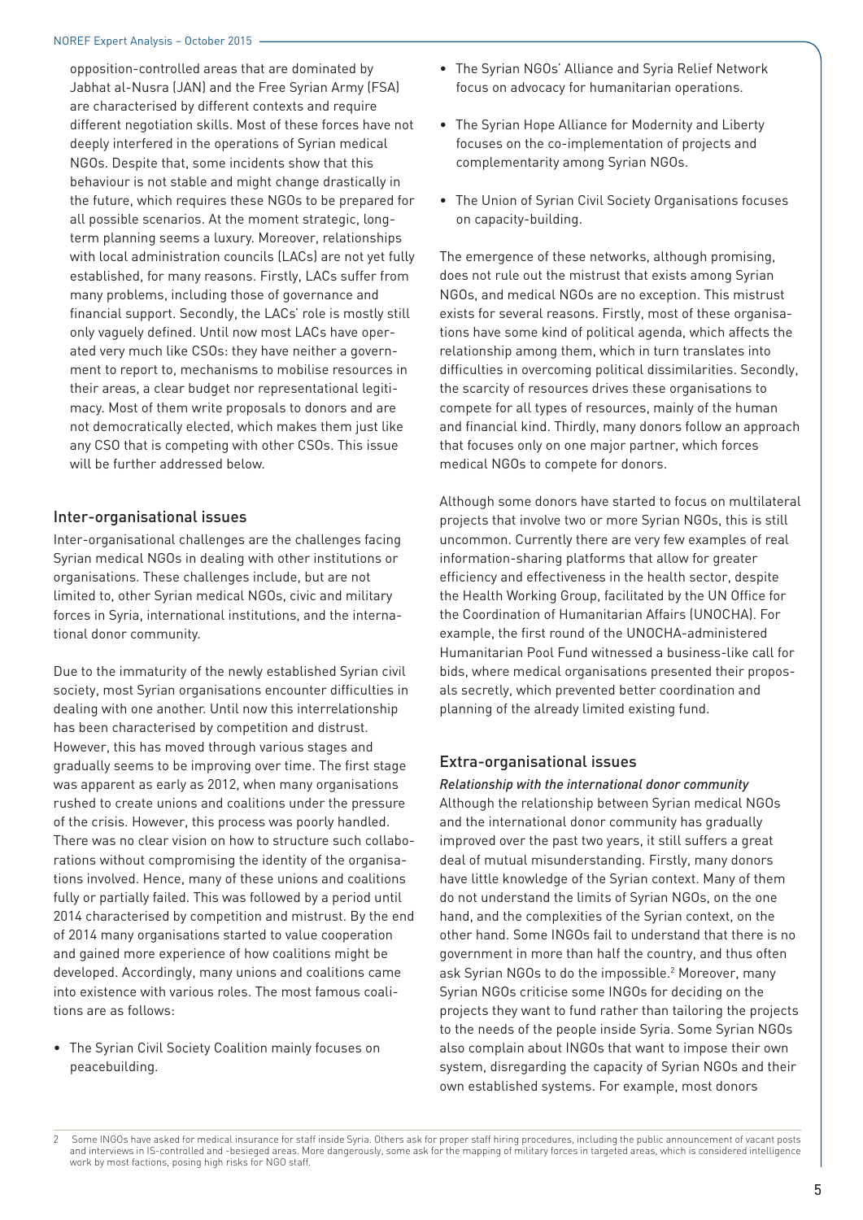opposition-controlled areas that are dominated by Jabhat al-Nusra (JAN) and the Free Syrian Army (FSA) are characterised by different contexts and require different negotiation skills. Most of these forces have not deeply interfered in the operations of Syrian medical NGOs. Despite that, some incidents show that this behaviour is not stable and might change drastically in the future, which requires these NGOs to be prepared for all possible scenarios. At the moment strategic, long-term planning seems a luxury. Moreover, relationships with local administration councils (LACs) are not yet fully established, for many reasons. Firstly, LACs suffer from many problems, including those of governance and financial support. Secondly, the LACs' role is mostly still only vaguely defined. Until now most LACs have operated very much like CSOs: they have neither a government to report to, mechanisms to mobilise resources in their areas, a clear budget nor representational legitimacy. Most of them write proposals to donors and are not democratically elected, which makes them just like any CSO that is competing with other CSOs. This issue will be further addressed below.

## Inter-organisational issues

Inter-organisational challenges are the challenges facing Syrian medical NGOs in dealing with other institutions or organisations. These challenges include, but are not limited to, other Syrian medical NGOs, civic and military forces in Syria, international institutions, and the international donor community.

Due to the immaturity of the newly established Syrian civil society, most Syrian organisations encounter difficulties in dealing with one another. Until now this interrelationship has been characterised by competition and distrust. However, this has moved through various stages and gradually seems to be improving over time. The first stage was apparent as early as 2012, when many organisations rushed to create unions and coalitions under the pressure of the crisis. However, this process was poorly handled. There was no clear vision on how to structure such collaborations without compromising the identity of the organisations involved. Hence, many of these unions and coalitions fully or partially failed. This was followed by a period until 2014 characterised by competition and mistrust. By the end of 2014 many organisations started to value cooperation and gained more experience of how coalitions might be developed. Accordingly, many unions and coalitions came into existence with various roles. The most famous coalitions are as follows:

- The Syrian Civil Society Coalition mainly focuses on peacebuilding.
- The Syrian NGOs' Alliance and Syria Relief Network focus on advocacy for humanitarian operations.
- The Syrian Hope Alliance for Modernity and Liberty focuses on the co-implementation of projects and complementarity among Syrian NGOs.
- The Union of Syrian Civil Society Organisations focuses on capacity-building.

The emergence of these networks, although promising, does not rule out the mistrust that exists among Syrian NGOs, and medical NGOs are no exception. This mistrust exists for several reasons. Firstly, most of these organisations have some kind of political agenda, which affects the relationship among them, which in turn translates into difficulties in overcoming political dissimilarities. Secondly, the scarcity of resources drives these organisations to compete for all types of resources, mainly of the human and financial kind. Thirdly, many donors follow an approach that focuses only on one major partner, which forces medical NGOs to compete for donors.

Although some donors have started to focus on multilateral projects that involve two or more Syrian NGOs, this is still uncommon. Currently there are very few examples of real information-sharing platforms that allow for greater efficiency and effectiveness in the health sector, despite the Health Working Group, facilitated by the UN Office for the Coordination of Humanitarian Affairs (UNOCHA). For example, the first round of the UNOCHA-administered Humanitarian Pool Fund witnessed a business-like call for bids, where medical organisations presented their proposals secretly, which prevented better coordination and planning of the already limited existing fund.

## Extra-organisational issues

### *Relationship with the international donor community*

Although the relationship between Syrian medical NGOs and the international donor community has gradually improved over the past two years, it still suffers a great deal of mutual misunderstanding. Firstly, many donors have little knowledge of the Syrian context. Many of them do not understand the limits of Syrian NGOs, on the one hand, and the complexities of the Syrian context, on the other hand. Some INGOs fail to understand that there is no government in more than half the country, and thus often ask Syrian NGOs to do the impossible.[2] Moreover, many Syrian NGOs criticise some INGOs for deciding on the projects they want to fund rather than tailoring the projects to the needs of the people inside Syria. Some Syrian NGOs also complain about INGOs that want to impose their own system, disregarding the capacity of Syrian NGOs and their own established systems. For example, most donors

2 Some INGOs have asked for medical insurance for staff inside Syria. Others ask for proper staff hiring procedures, including the public announcement of vacant posts and interviews in IS-controlled and -besieged areas. More dangerously, some ask for the mapping of military forces in targeted areas, which is considered intelligence work by most factions, posing high risks for NGO staff.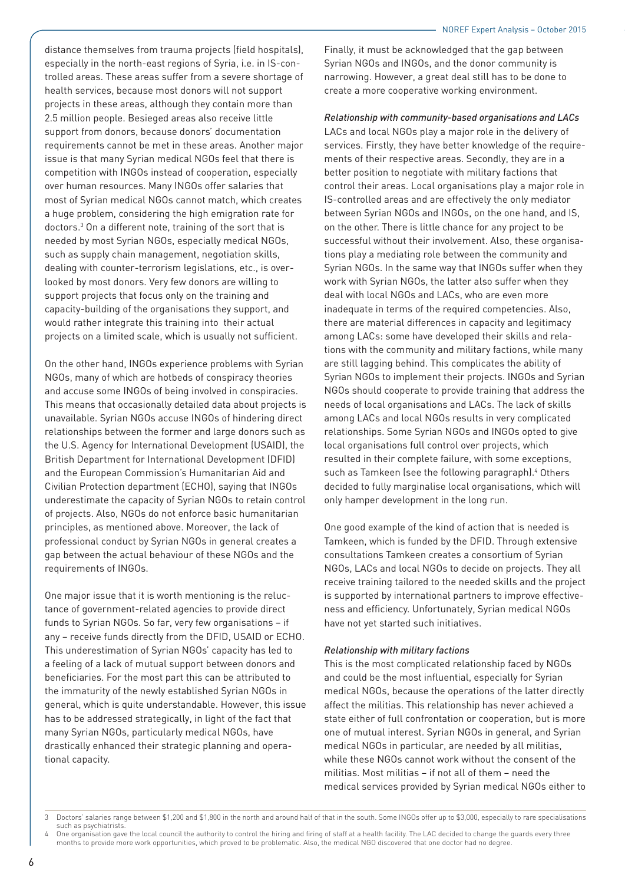distance themselves from trauma projects (field hospitals), especially in the north-east regions of Syria, i.e. in IS-controlled areas. These areas suffer from a severe shortage of health services, because most donors will not support projects in these areas, although they contain more than 2.5 million people. Besieged areas also receive little support from donors, because donors' documentation requirements cannot be met in these areas. Another major issue is that many Syrian medical NGOs feel that there is competition with INGOs instead of cooperation, especially over human resources. Many INGOs offer salaries that most of Syrian medical NGOs cannot match, which creates a huge problem, considering the high emigration rate for doctors.[3] On a different note, training of the sort that is needed by most Syrian NGOs, especially medical NGOs, such as supply chain management, negotiation skills, dealing with counter-terrorism legislations, etc., is overlooked by most donors. Very few donors are willing to support projects that focus only on the training and capacity-building of the organisations they support, and would rather integrate this training into their actual projects on a limited scale, which is usually not sufficient.

On the other hand, INGOs experience problems with Syrian NGOs, many of which are hotbeds of conspiracy theories and accuse some INGOs of being involved in conspiracies. This means that occasionally detailed data about projects is unavailable. Syrian NGOs accuse INGOs of hindering direct relationships between the former and large donors such as the U.S. Agency for International Development (USAID), the British Department for International Development (DFID) and the European Commission's Humanitarian Aid and Civilian Protection department (ECHO), saying that INGOs underestimate the capacity of Syrian NGOs to retain control of projects. Also, NGOs do not enforce basic humanitarian principles, as mentioned above. Moreover, the lack of professional conduct by Syrian NGOs in general creates a gap between the actual behaviour of these NGOs and the requirements of INGOs.

One major issue that it is worth mentioning is the reluctance of government-related agencies to provide direct funds to Syrian NGOs. So far, very few organisations – if any – receive funds directly from the DFID, USAID or ECHO. This underestimation of Syrian NGOs' capacity has led to a feeling of a lack of mutual support between donors and beneficiaries. For the most part this can be attributed to the immaturity of the newly established Syrian NGOs in general, which is quite understandable. However, this issue has to be addressed strategically, in light of the fact that many Syrian NGOs, particularly medical NGOs, have drastically enhanced their strategic planning and operational capacity.

Finally, it must be acknowledged that the gap between Syrian NGOs and INGOs, and the donor community is narrowing. However, a great deal still has to be done to create a more cooperative working environment.

*Relationship with community-based organisations and LACs*

LACs and local NGOs play a major role in the delivery of services. Firstly, they have better knowledge of the requirements of their respective areas. Secondly, they are in a better position to negotiate with military factions that control their areas. Local organisations play a major role in IS-controlled areas and are effectively the only mediator between Syrian NGOs and INGOs, on the one hand, and IS, on the other. There is little chance for any project to be successful without their involvement. Also, these organisations play a mediating role between the community and Syrian NGOs. In the same way that INGOs suffer when they work with Syrian NGOs, the latter also suffer when they deal with local NGOs and LACs, who are even more inadequate in terms of the required competencies. Also, there are material differences in capacity and legitimacy among LACs: some have developed their skills and relations with the community and military factions, while many are still lagging behind. This complicates the ability of Syrian NGOs to implement their projects. INGOs and Syrian NGOs should cooperate to provide training that address the needs of local organisations and LACs. The lack of skills among LACs and local NGOs results in very complicated relationships. Some Syrian NGOs and INGOs opted to give local organisations full control over projects, which resulted in their complete failure, with some exceptions, such as Tamkeen (see the following paragraph).[4] Others decided to fully marginalise local organisations, which will only hamper development in the long run.

One good example of the kind of action that is needed is Tamkeen, which is funded by the DFID. Through extensive consultations Tamkeen creates a consortium of Syrian NGOs, LACs and local NGOs to decide on projects. They all receive training tailored to the needed skills and the project is supported by international partners to improve effectiveness and efficiency. Unfortunately, Syrian medical NGOs have not yet started such initiatives.

*Relationship with military factions*

This is the most complicated relationship faced by NGOs and could be the most influential, especially for Syrian medical NGOs, because the operations of the latter directly affect the militias. This relationship has never achieved a state either of full confrontation or cooperation, but is more one of mutual interest. Syrian NGOs in general, and Syrian medical NGOs in particular, are needed by all militias, while these NGOs cannot work without the consent of the militias. Most militias – if not all of them – need the medical services provided by Syrian medical NGOs either to

---

3 Doctors' salaries range between $1,200 and $1,800 in the north and around half of that in the south. Some INGOs offer up to $3,000, especially to rare specialisations such as psychiatrists.

4 One organisation gave the local council the authority to control the hiring and firing of staff at a health facility. The LAC decided to change the guards every three months to provide more work opportunities, which proved to be problematic. Also, the medical NGO discovered that one doctor had no degree.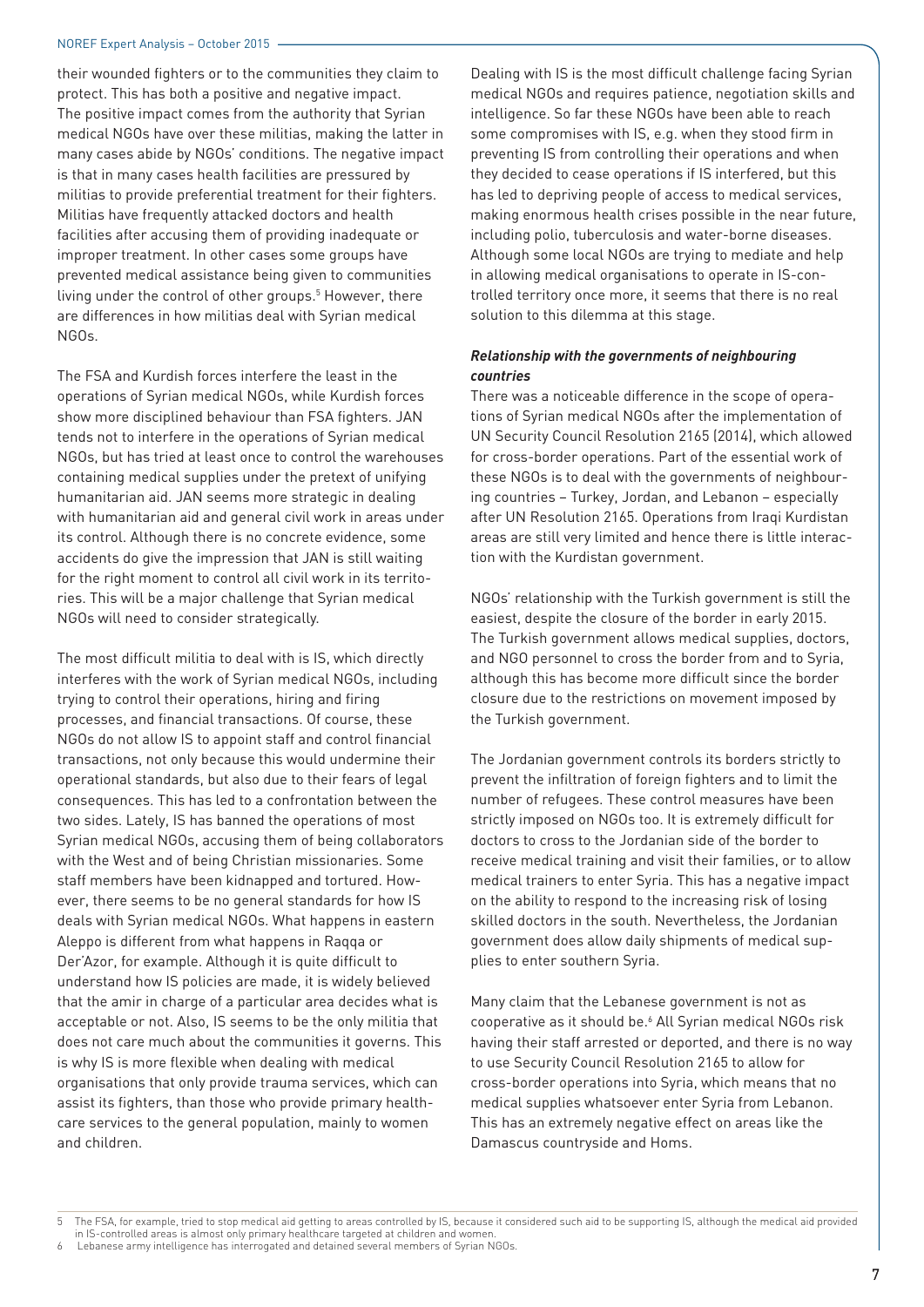their wounded fighters or to the communities they claim to protect. This has both a positive and negative impact. The positive impact comes from the authority that Syrian medical NGOs have over these militias, making the latter in many cases abide by NGOs' conditions. The negative impact is that in many cases health facilities are pressured by militias to provide preferential treatment for their fighters. Militias have frequently attacked doctors and health facilities after accusing them of providing inadequate or improper treatment. In other cases some groups have prevented medical assistance being given to communities living under the control of other groups.[5] However, there are differences in how militias deal with Syrian medical NGOs.

The FSA and Kurdish forces interfere the least in the operations of Syrian medical NGOs, while Kurdish forces show more disciplined behaviour than FSA fighters. JAN tends not to interfere in the operations of Syrian medical NGOs, but has tried at least once to control the warehouses containing medical supplies under the pretext of unifying humanitarian aid. JAN seems more strategic in dealing with humanitarian aid and general civil work in areas under its control. Although there is no concrete evidence, some accidents do give the impression that JAN is still waiting for the right moment to control all civil work in its territories. This will be a major challenge that Syrian medical NGOs will need to consider strategically.

The most difficult militia to deal with is IS, which directly interferes with the work of Syrian medical NGOs, including trying to control their operations, hiring and firing processes, and financial transactions. Of course, these NGOs do not allow IS to appoint staff and control financial transactions, not only because this would undermine their operational standards, but also due to their fears of legal consequences. This has led to a confrontation between the two sides. Lately, IS has banned the operations of most Syrian medical NGOs, accusing them of being collaborators with the West and of being Christian missionaries. Some staff members have been kidnapped and tortured. However, there seems to be no general standards for how IS deals with Syrian medical NGOs. What happens in eastern Aleppo is different from what happens in Raqqa or Der'Azor, for example. Although it is quite difficult to understand how IS policies are made, it is widely believed that the amir in charge of a particular area decides what is acceptable or not. Also, IS seems to be the only militia that does not care much about the communities it governs. This is why IS is more flexible when dealing with medical organisations that only provide trauma services, which can assist its fighters, than those who provide primary healthcare services to the general population, mainly to women and children.

Dealing with IS is the most difficult challenge facing Syrian medical NGOs and requires patience, negotiation skills and intelligence. So far these NGOs have been able to reach some compromises with IS, e.g. when they stood firm in preventing IS from controlling their operations and when they decided to cease operations if IS interfered, but this has led to depriving people of access to medical services, making enormous health crises possible in the near future, including polio, tuberculosis and water-borne diseases. Although some local NGOs are trying to mediate and help in allowing medical organisations to operate in IS-controlled territory once more, it seems that there is no real solution to this dilemma at this stage.

#### *Relationship with the governments of neighbouring countries*

There was a noticeable difference in the scope of operations of Syrian medical NGOs after the implementation of UN Security Council Resolution 2165 (2014), which allowed for cross-border operations. Part of the essential work of these NGOs is to deal with the governments of neighbouring countries – Turkey, Jordan, and Lebanon – especially after UN Resolution 2165. Operations from Iraqi Kurdistan areas are still very limited and hence there is little interaction with the Kurdistan government.

NGOs' relationship with the Turkish government is still the easiest, despite the closure of the border in early 2015. The Turkish government allows medical supplies, doctors, and NGO personnel to cross the border from and to Syria, although this has become more difficult since the border closure due to the restrictions on movement imposed by the Turkish government.

The Jordanian government controls its borders strictly to prevent the infiltration of foreign fighters and to limit the number of refugees. These control measures have been strictly imposed on NGOs too. It is extremely difficult for doctors to cross to the Jordanian side of the border to receive medical training and visit their families, or to allow medical trainers to enter Syria. This has a negative impact on the ability to respond to the increasing risk of losing skilled doctors in the south. Nevertheless, the Jordanian government does allow daily shipments of medical supplies to enter southern Syria.

Many claim that the Lebanese government is not as cooperative as it should be.[6] All Syrian medical NGOs risk having their staff arrested or deported, and there is no way to use Security Council Resolution 2165 to allow for cross-border operations into Syria, which means that no medical supplies whatsoever enter Syria from Lebanon. This has an extremely negative effect on areas like the Damascus countryside and Homs.

---

5 The FSA, for example, tried to stop medical aid getting to areas controlled by IS, because it considered such aid to be supporting IS, although the medical aid provided in IS-controlled areas is almost only primary healthcare targeted at children and women.

6 Lebanese army intelligence has interrogated and detained several members of Syrian NGOs.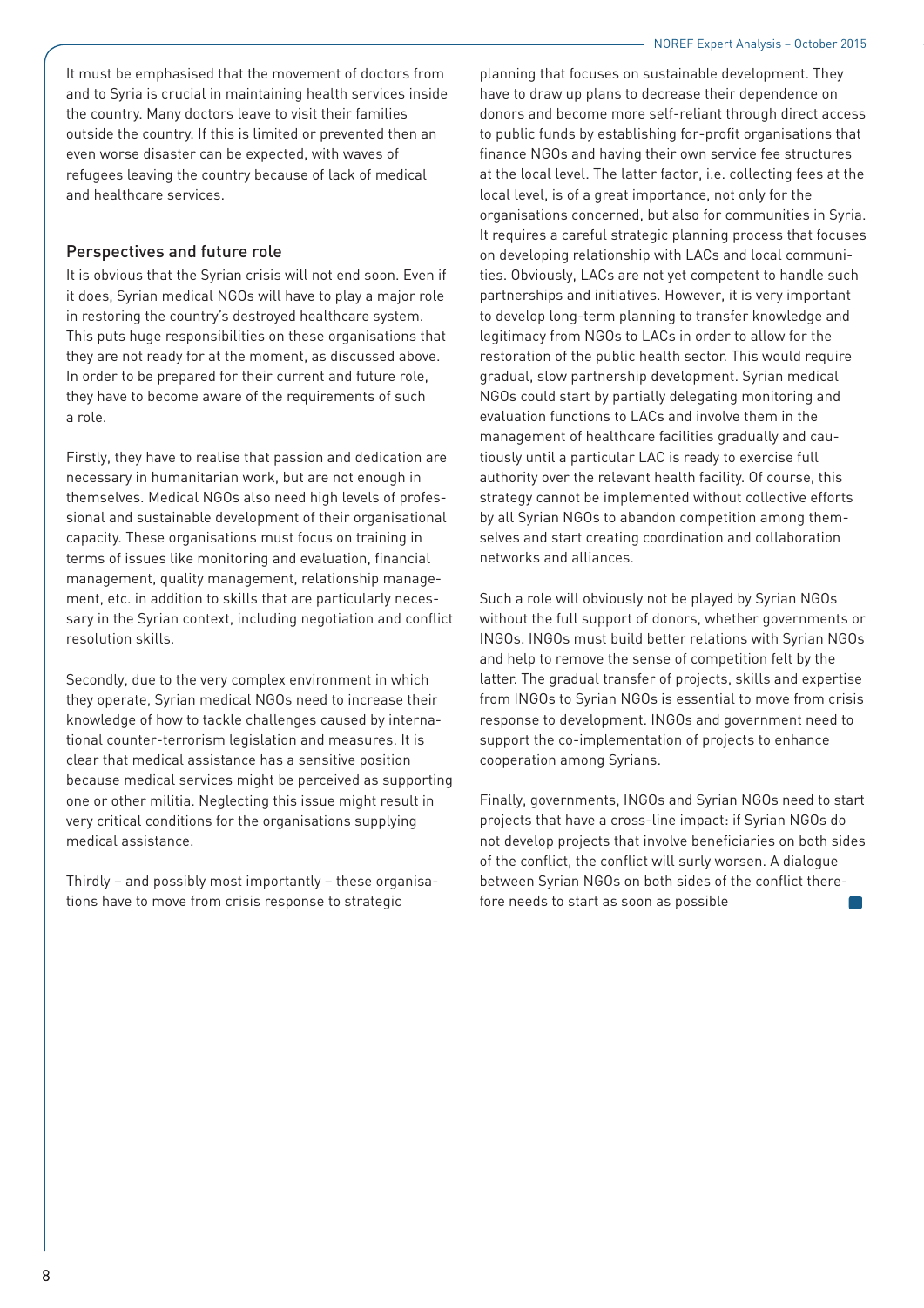It must be emphasised that the movement of doctors from and to Syria is crucial in maintaining health services inside the country. Many doctors leave to visit their families outside the country. If this is limited or prevented then an even worse disaster can be expected, with waves of refugees leaving the country because of lack of medical and healthcare services.

## Perspectives and future role

It is obvious that the Syrian crisis will not end soon. Even if it does, Syrian medical NGOs will have to play a major role in restoring the country's destroyed healthcare system. This puts huge responsibilities on these organisations that they are not ready for at the moment, as discussed above. In order to be prepared for their current and future role, they have to become aware of the requirements of such a role.

Firstly, they have to realise that passion and dedication are necessary in humanitarian work, but are not enough in themselves. Medical NGOs also need high levels of professional and sustainable development of their organisational capacity. These organisations must focus on training in terms of issues like monitoring and evaluation, financial management, quality management, relationship management, etc. in addition to skills that are particularly necessary in the Syrian context, including negotiation and conflict resolution skills.

Secondly, due to the very complex environment in which they operate, Syrian medical NGOs need to increase their knowledge of how to tackle challenges caused by international counter-terrorism legislation and measures. It is clear that medical assistance has a sensitive position because medical services might be perceived as supporting one or other militia. Neglecting this issue might result in very critical conditions for the organisations supplying medical assistance.

Thirdly – and possibly most importantly – these organisations have to move from crisis response to strategic planning that focuses on sustainable development. They have to draw up plans to decrease their dependence on donors and become more self-reliant through direct access to public funds by establishing for-profit organisations that finance NGOs and having their own service fee structures at the local level. The latter factor, i.e. collecting fees at the local level, is of a great importance, not only for the organisations concerned, but also for communities in Syria. It requires a careful strategic planning process that focuses on developing relationship with LACs and local communities. Obviously, LACs are not yet competent to handle such partnerships and initiatives. However, it is very important to develop long-term planning to transfer knowledge and legitimacy from NGOs to LACs in order to allow for the restoration of the public health sector. This would require gradual, slow partnership development. Syrian medical NGOs could start by partially delegating monitoring and evaluation functions to LACs and involve them in the management of healthcare facilities gradually and cautiously until a particular LAC is ready to exercise full authority over the relevant health facility. Of course, this strategy cannot be implemented without collective efforts by all Syrian NGOs to abandon competition among themselves and start creating coordination and collaboration networks and alliances.

Such a role will obviously not be played by Syrian NGOs without the full support of donors, whether governments or INGOs. INGOs must build better relations with Syrian NGOs and help to remove the sense of competition felt by the latter. The gradual transfer of projects, skills and expertise from INGOs to Syrian NGOs is essential to move from crisis response to development. INGOs and government need to support the co-implementation of projects to enhance cooperation among Syrians.

Finally, governments, INGOs and Syrian NGOs need to start projects that have a cross-line impact: if Syrian NGOs do not develop projects that involve beneficiaries on both sides of the conflict, the conflict will surly worsen. A dialogue between Syrian NGOs on both sides of the conflict therefore needs to start as soon as possible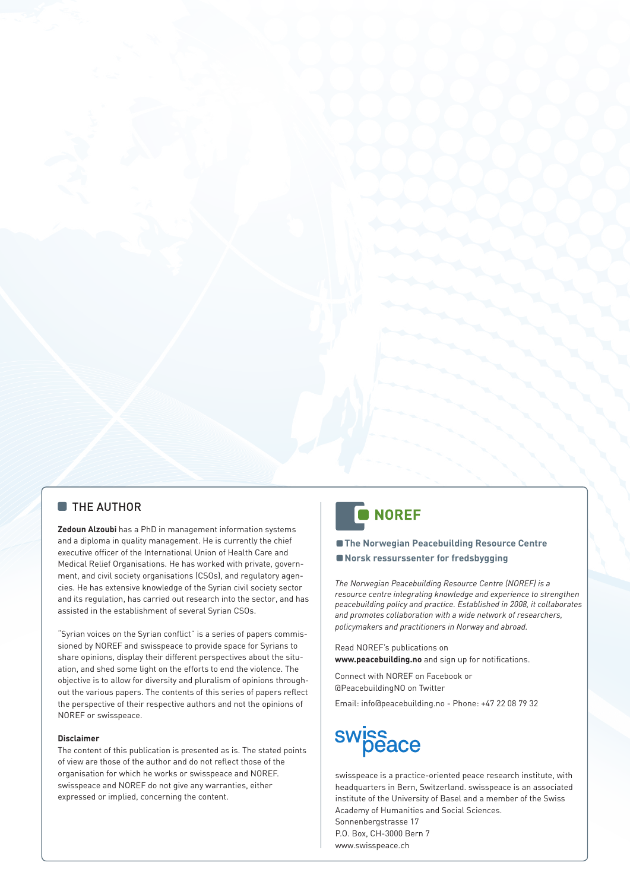## THE AUTHOR

**Zedoun Alzoubi** has a PhD in management information systems and a diploma in quality management. He is currently the chief executive officer of the International Union of Health Care and Medical Relief Organisations. He has worked with private, government, and civil society organisations (CSOs), and regulatory agencies. He has extensive knowledge of the Syrian civil society sector and its regulation, has carried out research into the sector, and has assisted in the establishment of several Syrian CSOs.

"Syrian voices on the Syrian conflict" is a series of papers commissioned by NOREF and swisspeace to provide space for Syrians to share opinions, display their different perspectives about the situation, and shed some light on the efforts to end the violence. The objective is to allow for diversity and pluralism of opinions throughout the various papers. The contents of this series of papers reflect the perspective of their respective authors and not the opinions of NOREF or swisspeace.

**Disclaimer**

The content of this publication is presented as is. The stated points of view are those of the author and do not reflect those of the organisation for which he works or swisspeace and NOREF. swisspeace and NOREF do not give any warranties, either expressed or implied, concerning the content.

## NOREF

**The Norwegian Peacebuilding Resource Centre**
**Norsk ressurssenter for fredsbygging**

*The Norwegian Peacebuilding Resource Centre (NOREF) is a resource centre integrating knowledge and experience to strengthen peacebuilding policy and practice. Established in 2008, it collaborates and promotes collaboration with a wide network of researchers, policymakers and practitioners in Norway and abroad.*

Read NOREF's publications on **www.peacebuilding.no** and sign up for notifications.

Connect with NOREF on Facebook or @PeacebuildingNO on Twitter

Email: info@peacebuilding.no - Phone: +47 22 08 79 32

swisspeace

swisspeace is a practice-oriented peace research institute, with headquarters in Bern, Switzerland. swisspeace is an associated institute of the University of Basel and a member of the Swiss Academy of Humanities and Social Sciences.
Sonnenbergstrasse 17
P.O. Box, CH-3000 Bern 7
www.swisspeace.ch